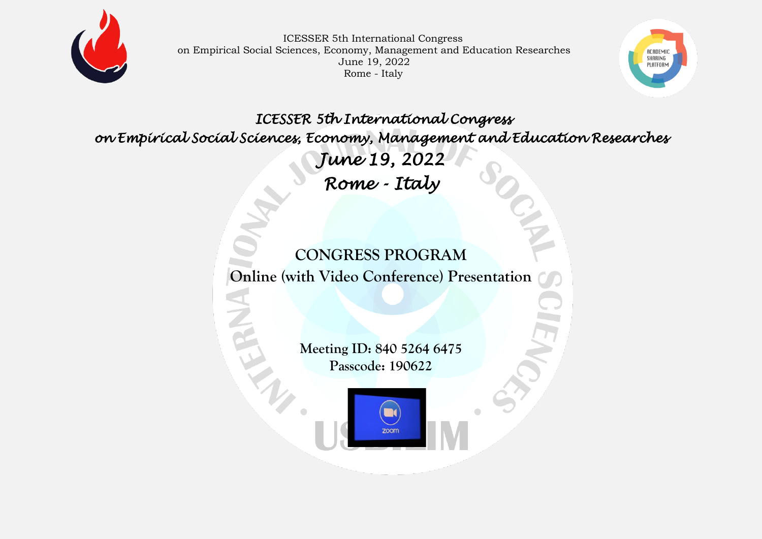ICESSER 5th International Congress
on Empirical Social Sciences, Economy, Management and Education Researches
June 19, 2022
Rome - Italy

# ICESSER 5th International Congress on Empirical Social Sciences, Economy, Management and Education Researches

## June 19, 2022

## Rome - Italy

## CONGRESS PROGRAM

**Online (with Video Conference) Presentation**

**Meeting ID: 840 5264 6475**
**Passcode: 190622**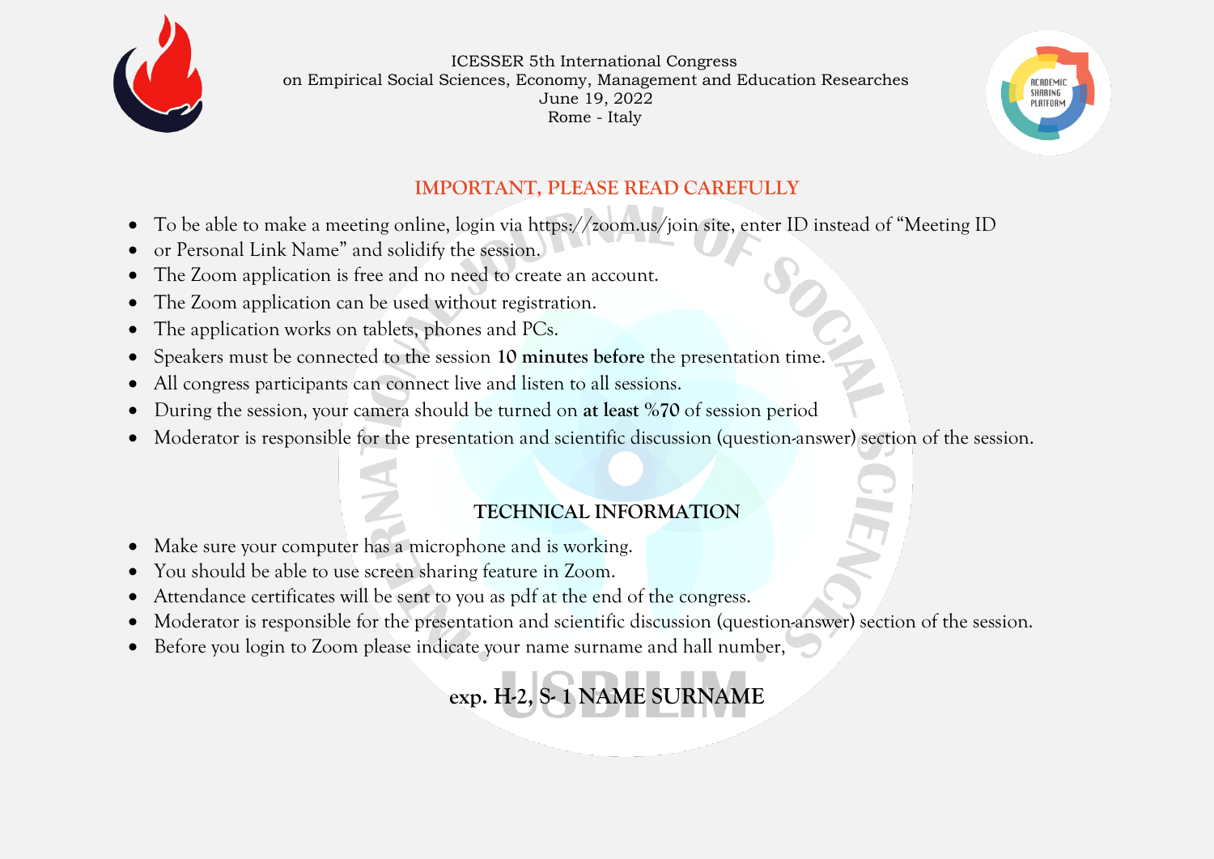ICESSER 5th International Congress
on Empirical Social Sciences, Economy, Management and Education Researches
June 19, 2022
Rome - Italy

## IMPORTANT, PLEASE READ CAREFULLY

- To be able to make a meeting online, login via https://zoom.us/join site, enter ID instead of "Meeting ID
- or Personal Link Name" and solidify the session.
- The Zoom application is free and no need to create an account.
- The Zoom application can be used without registration.
- The application works on tablets, phones and PCs.
- Speakers must be connected to the session **10 minutes before** the presentation time.
- All congress participants can connect live and listen to all sessions.
- During the session, your camera should be turned on **at least %70** of session period
- Moderator is responsible for the presentation and scientific discussion (question-answer) section of the session.

## TECHNICAL INFORMATION

- Make sure your computer has a microphone and is working.
- You should be able to use screen sharing feature in Zoom.
- Attendance certificates will be sent to you as pdf at the end of the congress.
- Moderator is responsible for the presentation and scientific discussion (question-answer) section of the session.
- Before you login to Zoom please indicate your name surname and hall number,

**exp. H-2, S- 1 NAME SURNAME**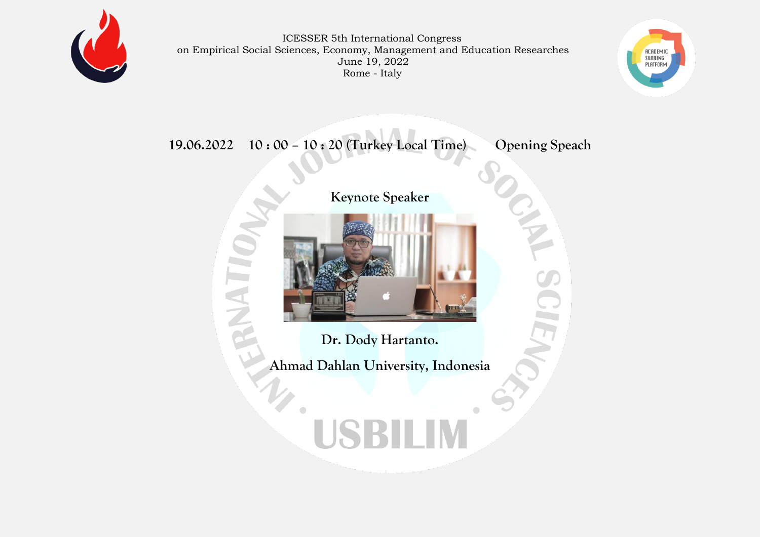ICESSER 5th International Congress
on Empirical Social Sciences, Economy, Management and Education Researches
June 19, 2022
Rome - Italy

**19.06.2022 10 : 00 – 10 : 20 (Turkey Local Time) Opening Speach**

**Keynote Speaker**

**Dr. Dody Hartanto.**

**Ahmad Dahlan University, Indonesia**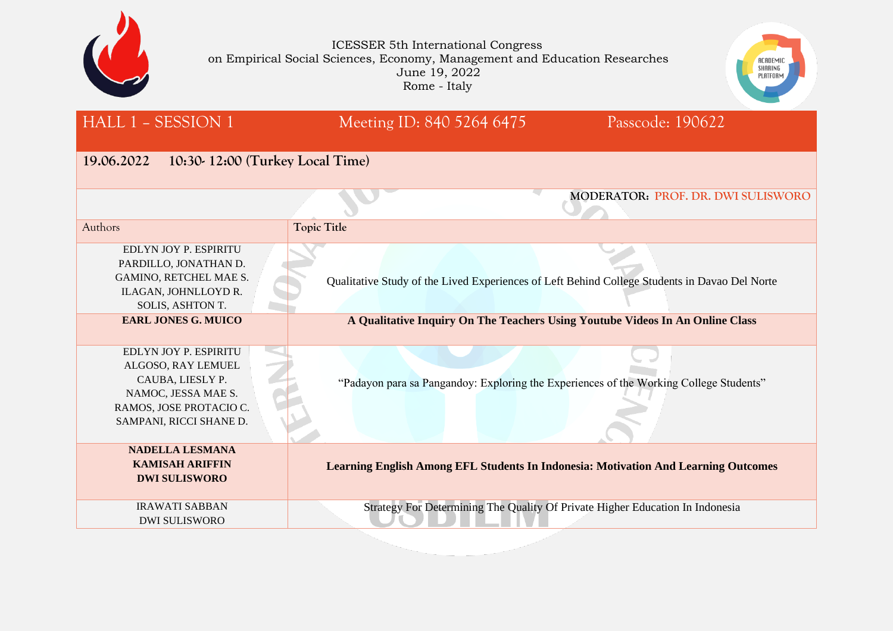ICESSER 5th International Congress
on Empirical Social Sciences, Economy, Management and Education Researches
June 19, 2022
Rome - Italy

## HALL 1 – SESSION 1 | Meeting ID: 840 5264 6475 | Passcode: 190622

**19.06.2022 10:30- 12:00 (Turkey Local Time)**

**MODERATOR: PROF. DR. DWI SULISWORO**

| Authors | Topic Title |
|---|---|
| EDLYN JOY P. ESPIRITU<br>PARDILLO, JONATHAN D.<br>GAMINO, RETCHEL MAE S.<br>ILAGAN, JOHNLLOYD R.<br>SOLIS, ASHTON T. | Qualitative Study of the Lived Experiences of Left Behind College Students in Davao Del Norte |
| **EARL JONES G. MUICO** | **A Qualitative Inquiry On The Teachers Using Youtube Videos In An Online Class** |
| EDLYN JOY P. ESPIRITU<br>ALGOSO, RAY LEMUEL<br>CAUBA, LIESLY P.<br>NAMOC, JESSA MAE S.<br>RAMOS, JOSE PROTACIO C.<br>SAMPANI, RICCI SHANE D. | "Padayon para sa Pangandoy: Exploring the Experiences of the Working College Students" |
| **NADELLA LESMANA**<br>**KAMISAH ARIFFIN**<br>**DWI SULISWORO** | **Learning English Among EFL Students In Indonesia: Motivation And Learning Outcomes** |
| IRAWATI SABBAN<br>DWI SULISWORO | Strategy For Determining The Quality Of Private Higher Education In Indonesia |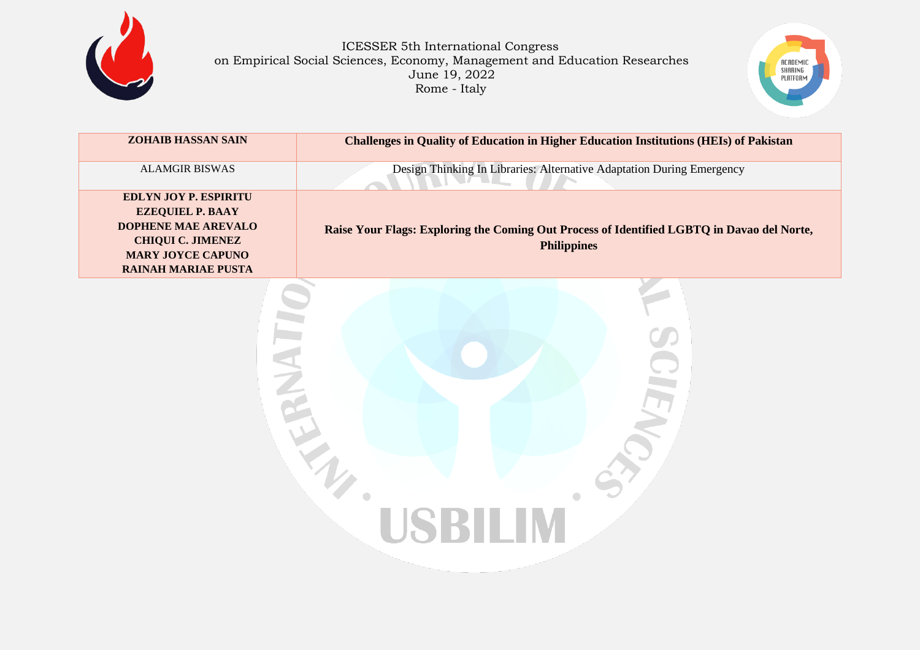| ZOHAIB HASSAN SAIN | Challenges in Quality of Education in Higher Education Institutions (HEIs) of Pakistan |
|---|---|
| ALAMGIR BISWAS | Design Thinking In Libraries: Alternative Adaptation During Emergency |
| **EDLYN JOY P. ESPIRITU**<br>**EZEQUIEL P. BAAY**<br>**DOPHENE MAE AREVALO**<br>**CHIQUI C. JIMENEZ**<br>**MARY JOYCE CAPUNO**<br>**RAINAH MARIAE PUSTA** | **Raise Your Flags: Exploring the Coming Out Process of Identified LGBTQ in Davao del Norte, Philippines** |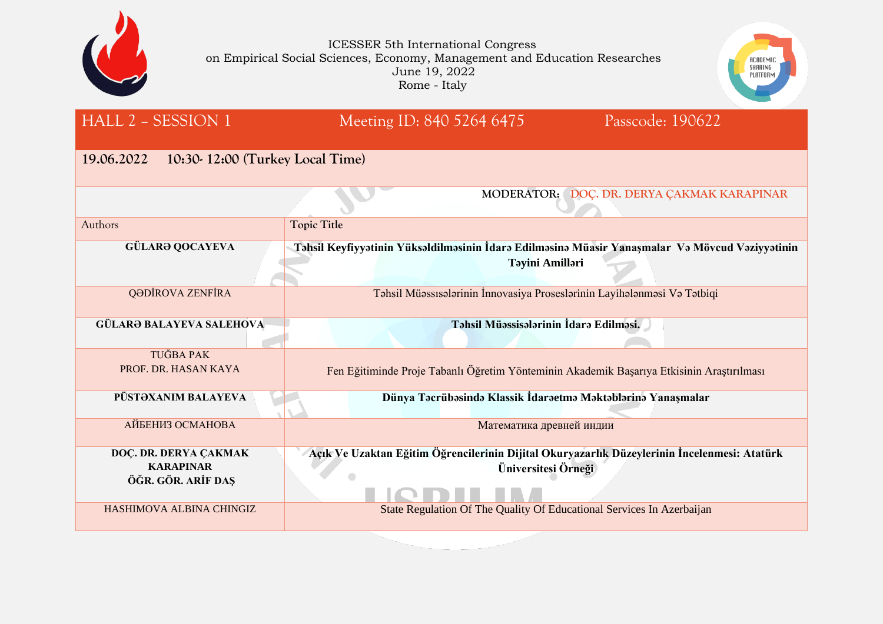ICESSER 5th International Congress
on Empirical Social Sciences, Economy, Management and Education Researches
June 19, 2022
Rome - Italy

## HALL 2 – SESSION 1 &nbsp;&nbsp; Meeting ID: 840 5264 6475 &nbsp;&nbsp; Passcode: 190622

**19.06.2022 10:30- 12:00 (Turkey Local Time)**

**MODERATOR:** **DOÇ. DR. DERYA ÇAKMAK KARAPINAR**

| Authors | Topic Title |
|---|---|
| **GÜLARƏ QOCAYEVA** | **Təhsil Keyfiyyətinin Yüksəldilməsinin İdarə Edilməsinə Müasir Yanaşmalar Və Mövcud Vəziyyətinin Təyini Amilləri** |
| QƏDİROVA ZENFİRA | Təhsil Müəssısələrinin İnnovasiya Proseslərinin Layihələnməsi Və Tətbiqi |
| **GÜLARƏ BALAYEVA SALEHOVA** | **Təhsil Müəssisələrinin İdarə Edilməsi.** |
| TUĞBA PAK<br>PROF. DR. HASAN KAYA | Fen Eğitiminde Proje Tabanlı Öğretim Yönteminin Akademik Başarıya Etkisinin Araştırılması |
| **PÜSTƏXANIM BALAYEVA** | **Dünya Təcrübəsində Klassik İdarəetmə Məktəblərinə Yanaşmalar** |
| АЙБЕНИЗ ОСМАНОВА | Математика древней индии |
| **DOÇ. DR. DERYA ÇAKMAK KARAPINAR**<br>**ÖĞR. GÖR. ARİF DAŞ** | **Açık Ve Uzaktan Eğitim Öğrencilerinin Dijital Okuryazarlık Düzeylerinin İncelenmesi: Atatürk Üniversitesi Örneği** |
| HASHIMOVA ALBINA CHINGIZ | State Regulation Of The Quality Of Educational Services In Azerbaijan |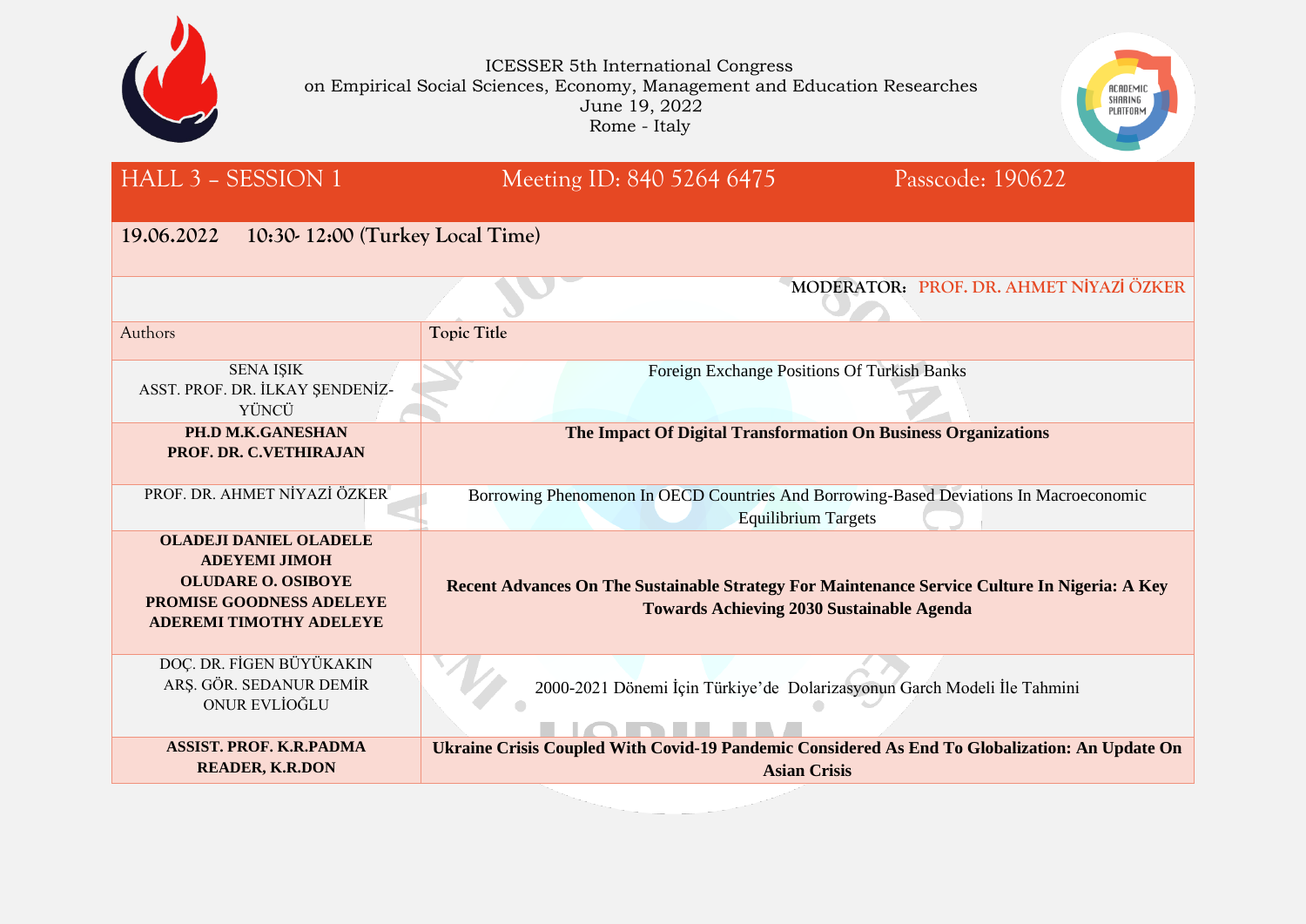ICESSER 5th International Congress
on Empirical Social Sciences, Economy, Management and Education Researches
June 19, 2022
Rome - Italy

## HALL 3 – SESSION 1 | Meeting ID: 840 5264 6475 | Passcode: 190622

**19.06.2022 10:30- 12:00 (Turkey Local Time)**

**MODERATOR:** PROF. DR. AHMET NİYAZİ ÖZKER

| Authors | Topic Title |
|---|---|
| SENA IŞIK<br>ASST. PROF. DR. İLKAY ŞENDENİZ-YÜNCÜ | Foreign Exchange Positions Of Turkish Banks |
| **PH.D M.K.GANESHAN<br>PROF. DR. C.VETHIRAJAN** | **The Impact Of Digital Transformation On Business Organizations** |
| PROF. DR. AHMET NİYAZİ ÖZKER | Borrowing Phenomenon In OECD Countries And Borrowing-Based Deviations In Macroeconomic Equilibrium Targets |
| **OLADEJI DANIEL OLADELE<br>ADEYEMI JIMOH<br>OLUDARE O. OSIBOYE<br>PROMISE GOODNESS ADELEYE<br>ADEREMI TIMOTHY ADELEYE** | **Recent Advances On The Sustainable Strategy For Maintenance Service Culture In Nigeria: A Key Towards Achieving 2030 Sustainable Agenda** |
| DOÇ. DR. FİGEN BÜYÜKAKIN<br>ARŞ. GÖR. SEDANUR DEMİR<br>ONUR EVLİOĞLU | 2000-2021 Dönemi İçin Türkiye'de Dolarizasyonun Garch Modeli İle Tahmini |
| **ASSIST. PROF. K.R.PADMA<br>READER, K.R.DON** | **Ukraine Crisis Coupled With Covid-19 Pandemic Considered As End To Globalization: An Update On Asian Crisis** |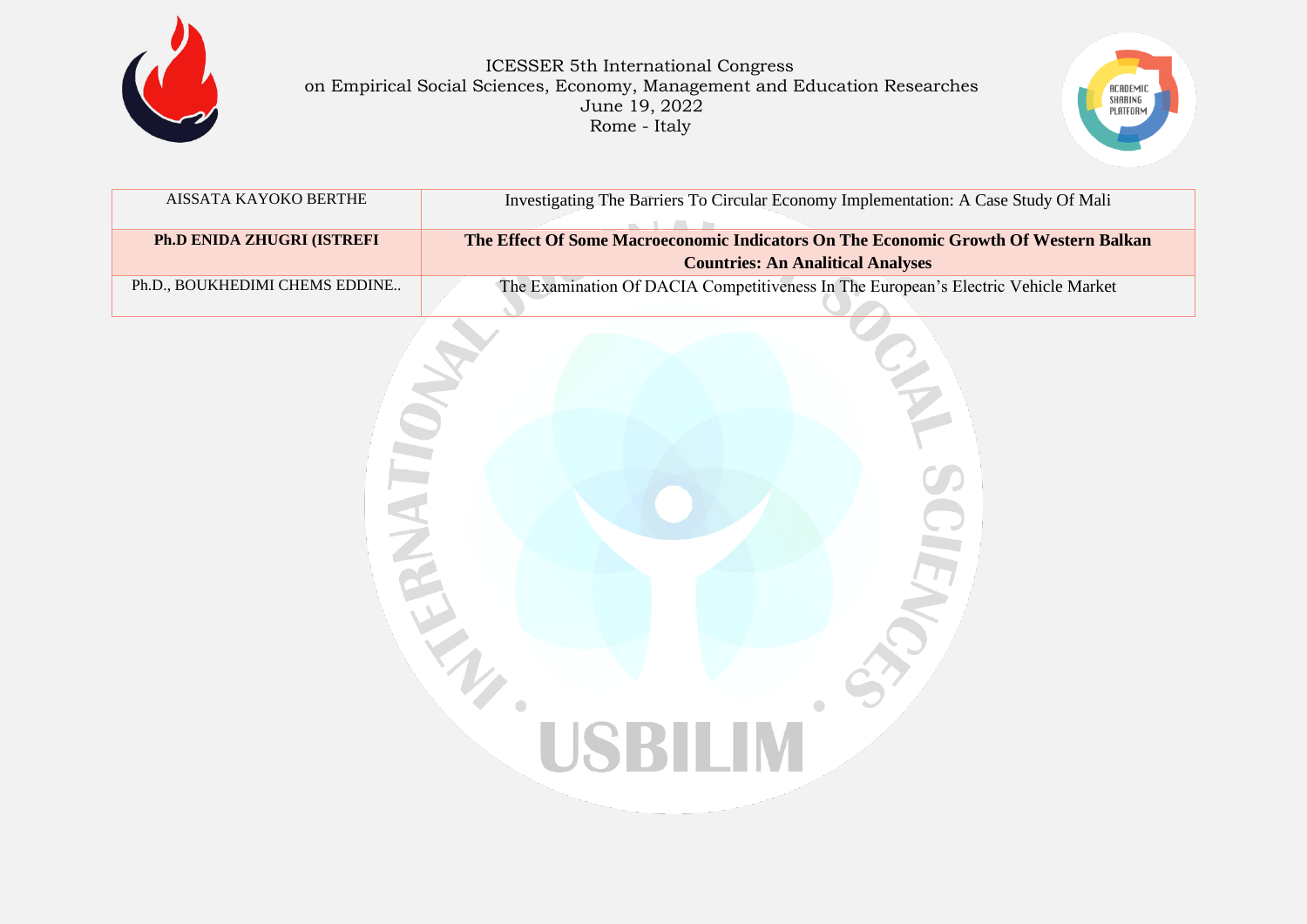| AISSATA KAYOKO BERTHE | Investigating The Barriers To Circular Economy Implementation: A Case Study Of Mali |
|---|---|
| **Ph.D ENIDA ZHUGRI (ISTREFI** | **The Effect Of Some Macroeconomic Indicators On The Economic Growth Of Western Balkan Countries: An Analitical Analyses** |
| Ph.D., BOUKHEDIMI CHEMS EDDINE.. | The Examination Of DACIA Competitiveness In The European's Electric Vehicle Market |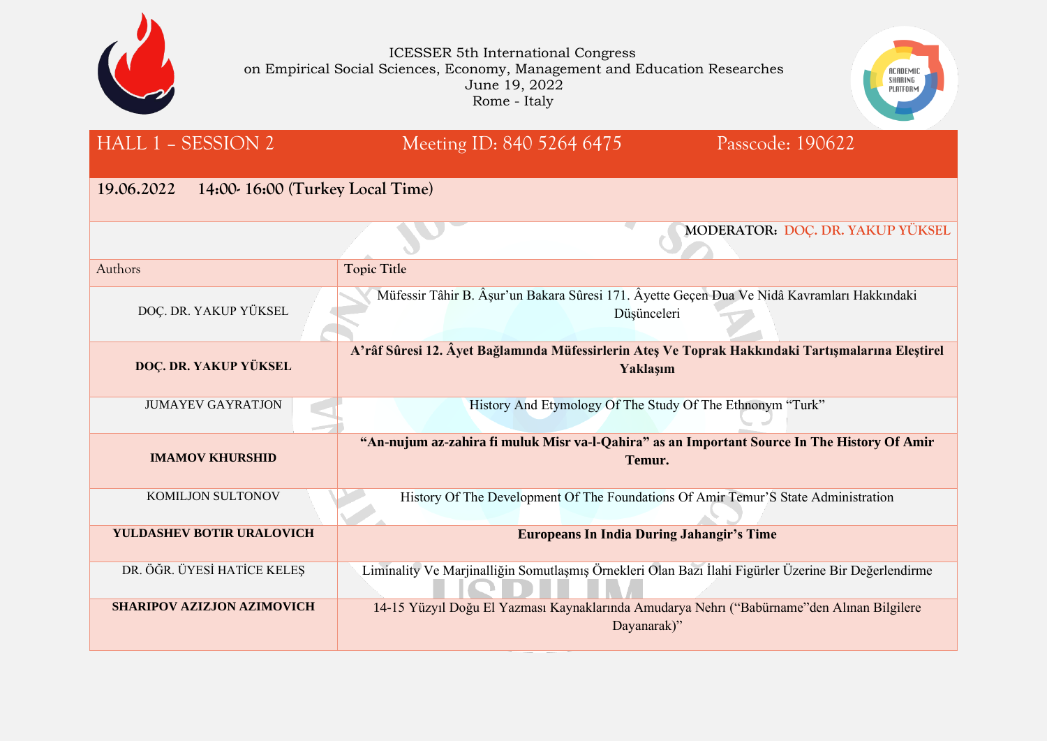ICESSER 5th International Congress
on Empirical Social Sciences, Economy, Management and Education Researches
June 19, 2022
Rome - Italy

| HALL 1 – SESSION 2 | Meeting ID: 840 5264 6475 Passcode: 190622 |
|---|---|
| 19.06.2022 14:00- 16:00 (Turkey Local Time) | |
| | **MODERATOR:** DOÇ. DR. YAKUP YÜKSEL |
| Authors | Topic Title |
| DOÇ. DR. YAKUP YÜKSEL | Müfessir Tâhir B. Âşur'un Bakara Sûresi 171. Âyette Geçen Dua Ve Nidâ Kavramları Hakkındaki Düşünceleri |
| **DOÇ. DR. YAKUP YÜKSEL** | **A'râf Sûresi 12. Âyet Bağlamında Müfessirlerin Ateş Ve Toprak Hakkındaki Tartışmalarına Eleştirel Yaklaşım** |
| JUMAYEV GAYRATJON | History And Etymology Of The Study Of The Ethnonym "Turk" |
| **IMAMOV KHURSHID** | **"An-nujum az-zahira fi muluk Misr va-l-Qahira" as an Important Source In The History Of Amir Temur.** |
| KOMILJON SULTONOV | History Of The Development Of The Foundations Of Amir Temur'S State Administration |
| **YULDASHEV BOTIR URALOVICH** | **Europeans In India During Jahangir's Time** |
| DR. ÖĞR. ÜYESİ HATİCE KELEŞ | Liminality Ve Marjinalliğin Somutlaşmış Örnekleri Olan Bazı İlahi Figürler Üzerine Bir Değerlendirme |
| **SHARIPOV AZIZJON AZIMOVICH** | 14-15 Yüzyıl Doğu El Yazması Kaynaklarında Amudarya Nehrı ("Babürname"den Alınan Bilgilere Dayanarak)" |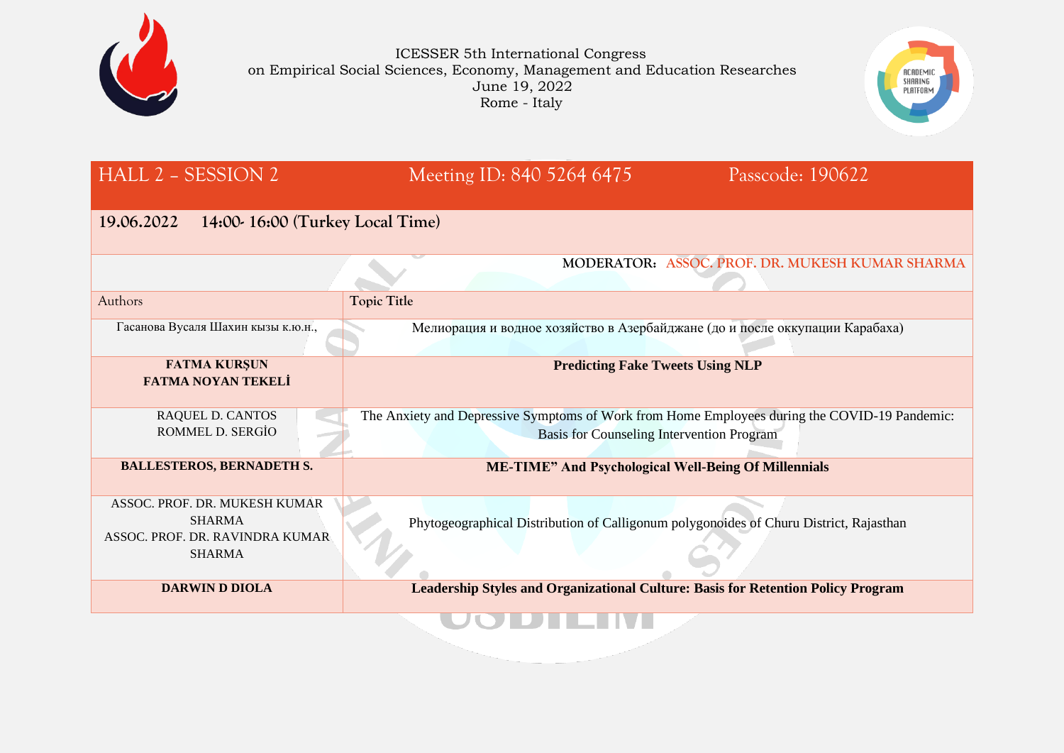ICESSER 5th International Congress
on Empirical Social Sciences, Economy, Management and Education Researches
June 19, 2022
Rome - Italy

| HALL 2 – SESSION 2 | Meeting ID: 840 5264 6475 Passcode: 190622 |
|---|---|
| 19.06.2022 14:00- 16:00 (Turkey Local Time) | |
| | MODERATOR: ASSOC. PROF. DR. MUKESH KUMAR SHARMA |
| Authors | Topic Title |
| Гасанова Вусаля Шахин кызы к.ю.н., | Мелиорация и водное хозяйство в Азербайджане (до и после оккупации Карабаха) |
| **FATMA KURŞUN**<br>**FATMA NOYAN TEKELİ** | **Predicting Fake Tweets Using NLP** |
| RAQUEL D. CANTOS<br>ROMMEL D. SERGİO | The Anxiety and Depressive Symptoms of Work from Home Employees during the COVID-19 Pandemic: Basis for Counseling Intervention Program |
| **BALLESTEROS, BERNADETH S.** | **ME-TIME" And Psychological Well-Being Of Millennials** |
| ASSOC. PROF. DR. MUKESH KUMAR SHARMA<br>ASSOC. PROF. DR. RAVINDRA KUMAR SHARMA | Phytogeographical Distribution of Calligonum polygonoides of Churu District, Rajasthan |
| **DARWIN D DIOLA** | **Leadership Styles and Organizational Culture: Basis for Retention Policy Program** |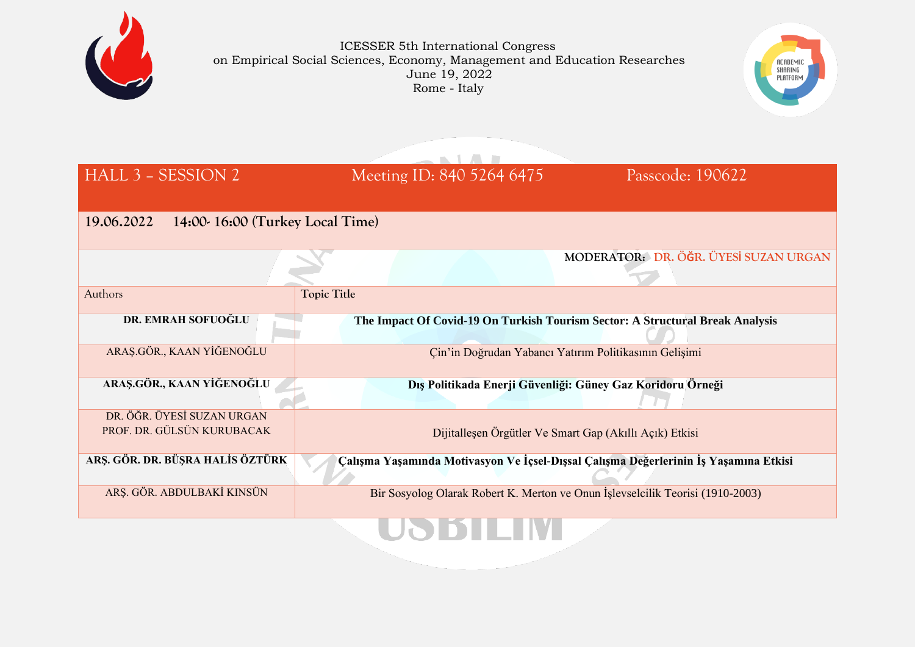ICESSER 5th International Congress
on Empirical Social Sciences, Economy, Management and Education Researches
June 19, 2022
Rome - Italy

| HALL 3 – SESSION 2 | Meeting ID: 840 5264 6475 Passcode: 190622 |
|---|---|
| **19.06.2022 14:00- 16:00 (Turkey Local Time)** | |
| | **MODERATOR: DR. ÖĞR. ÜYESİ SUZAN URGAN** |
| Authors | **Topic Title** |
| **DR. EMRAH SOFUOĞLU** | **The Impact Of Covid-19 On Turkish Tourism Sector: A Structural Break Analysis** |
| ARAŞ.GÖR., KAAN YİĞENOĞLU | Çin'in Doğrudan Yabancı Yatırım Politikasının Gelişimi |
| **ARAŞ.GÖR., KAAN YİĞENOĞLU** | **Dış Politikada Enerji Güvenliği: Güney Gaz Koridoru Örneği** |
| DR. ÖĞR. ÜYESİ SUZAN URGAN<br>PROF. DR. GÜLSÜN KURUBACAK | Dijitalleşen Örgütler Ve Smart Gap (Akıllı Açık) Etkisi |
| **ARŞ. GÖR. DR. BÜŞRA HALİS ÖZTÜRK** | **Çalışma Yaşamında Motivasyon Ve İçsel-Dışsal Çalışma Değerlerinin İş Yaşamına Etkisi** |
| ARŞ. GÖR. ABDULBAKİ KINSÜN | Bir Sosyolog Olarak Robert K. Merton ve Onun İşlevselcilik Teorisi (1910-2003) |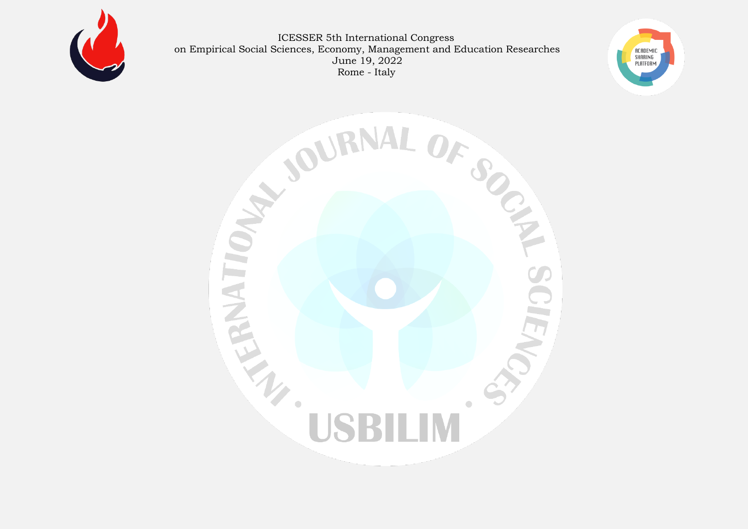ICESSER 5th International Congress
on Empirical Social Sciences, Economy, Management and Education Researches
June 19, 2022
Rome - Italy

INTERNATIONAL JOURNAL OF SOCIAL SCIENCES

USBILIM